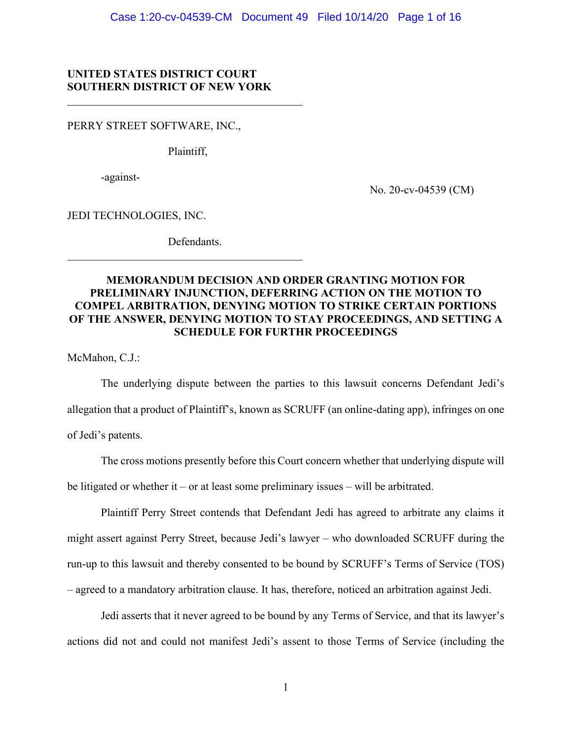**UNITED STATES DISTRICT COURT**
**SOUTHERN DISTRICT OF NEW YORK**

---

PERRY STREET SOFTWARE, INC.,

Plaintiff,

-against-

No. 20-cv-04539 (CM)

JEDI TECHNOLOGIES, INC.

Defendants.

---

**MEMORANDUM DECISION AND ORDER GRANTING MOTION FOR PRELIMINARY INJUNCTION, DEFERRING ACTION ON THE MOTION TO COMPEL ARBITRATION, DENYING MOTION TO STRIKE CERTAIN PORTIONS OF THE ANSWER, DENYING MOTION TO STAY PROCEEDINGS, AND SETTING A SCHEDULE FOR FURTHR PROCEEDINGS**

McMahon, C.J.:

The underlying dispute between the parties to this lawsuit concerns Defendant Jedi's allegation that a product of Plaintiff's, known as SCRUFF (an online-dating app), infringes on one of Jedi's patents.

The cross motions presently before this Court concern whether that underlying dispute will be litigated or whether it – or at least some preliminary issues – will be arbitrated.

Plaintiff Perry Street contends that Defendant Jedi has agreed to arbitrate any claims it might assert against Perry Street, because Jedi's lawyer – who downloaded SCRUFF during the run-up to this lawsuit and thereby consented to be bound by SCRUFF's Terms of Service (TOS) – agreed to a mandatory arbitration clause. It has, therefore, noticed an arbitration against Jedi.

Jedi asserts that it never agreed to be bound by any Terms of Service, and that its lawyer's actions did not and could not manifest Jedi's assent to those Terms of Service (including the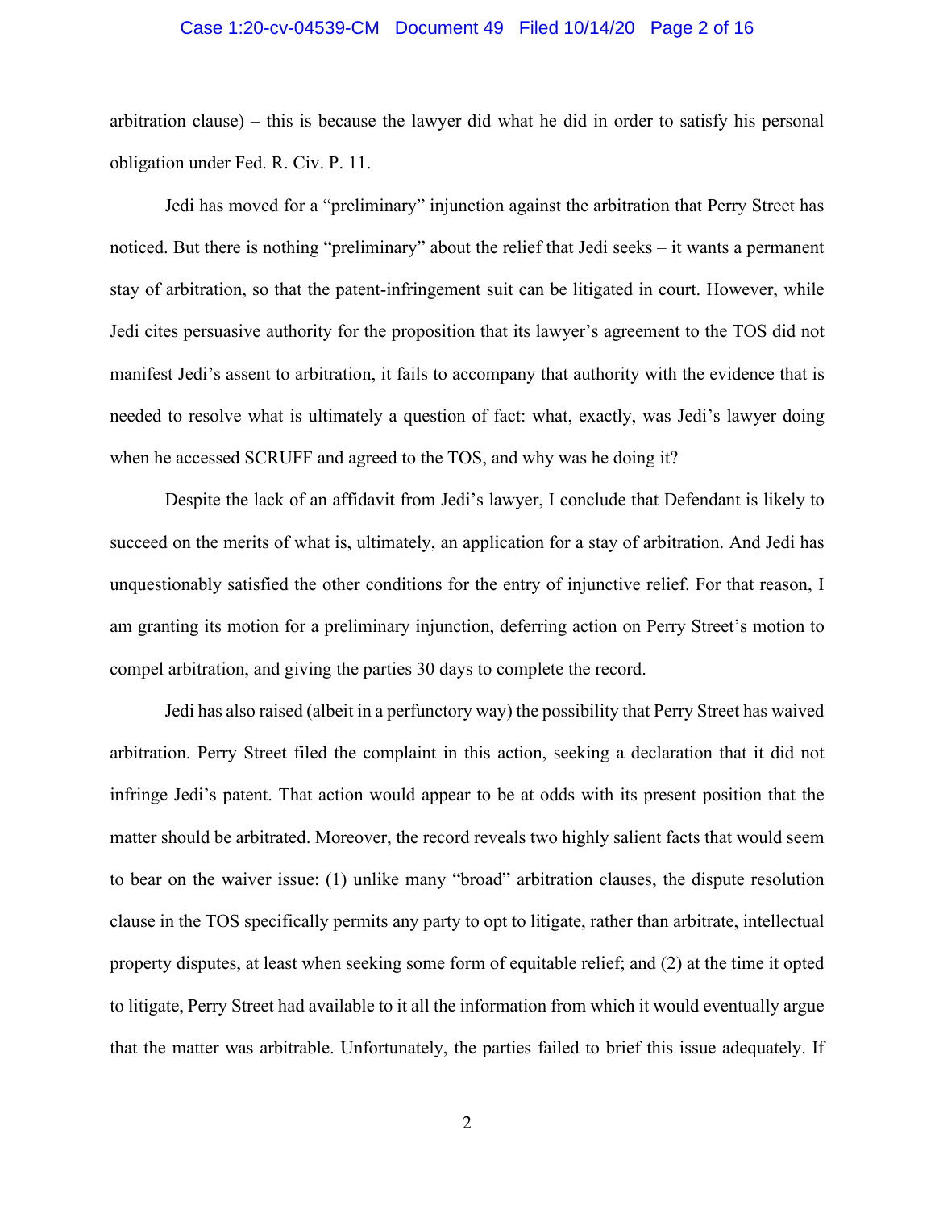arbitration clause) – this is because the lawyer did what he did in order to satisfy his personal obligation under Fed. R. Civ. P. 11.

Jedi has moved for a "preliminary" injunction against the arbitration that Perry Street has noticed. But there is nothing "preliminary" about the relief that Jedi seeks – it wants a permanent stay of arbitration, so that the patent-infringement suit can be litigated in court. However, while Jedi cites persuasive authority for the proposition that its lawyer's agreement to the TOS did not manifest Jedi's assent to arbitration, it fails to accompany that authority with the evidence that is needed to resolve what is ultimately a question of fact: what, exactly, was Jedi's lawyer doing when he accessed SCRUFF and agreed to the TOS, and why was he doing it?

Despite the lack of an affidavit from Jedi's lawyer, I conclude that Defendant is likely to succeed on the merits of what is, ultimately, an application for a stay of arbitration. And Jedi has unquestionably satisfied the other conditions for the entry of injunctive relief. For that reason, I am granting its motion for a preliminary injunction, deferring action on Perry Street's motion to compel arbitration, and giving the parties 30 days to complete the record.

Jedi has also raised (albeit in a perfunctory way) the possibility that Perry Street has waived arbitration. Perry Street filed the complaint in this action, seeking a declaration that it did not infringe Jedi's patent. That action would appear to be at odds with its present position that the matter should be arbitrated. Moreover, the record reveals two highly salient facts that would seem to bear on the waiver issue: (1) unlike many "broad" arbitration clauses, the dispute resolution clause in the TOS specifically permits any party to opt to litigate, rather than arbitrate, intellectual property disputes, at least when seeking some form of equitable relief; and (2) at the time it opted to litigate, Perry Street had available to it all the information from which it would eventually argue that the matter was arbitrable. Unfortunately, the parties failed to brief this issue adequately. If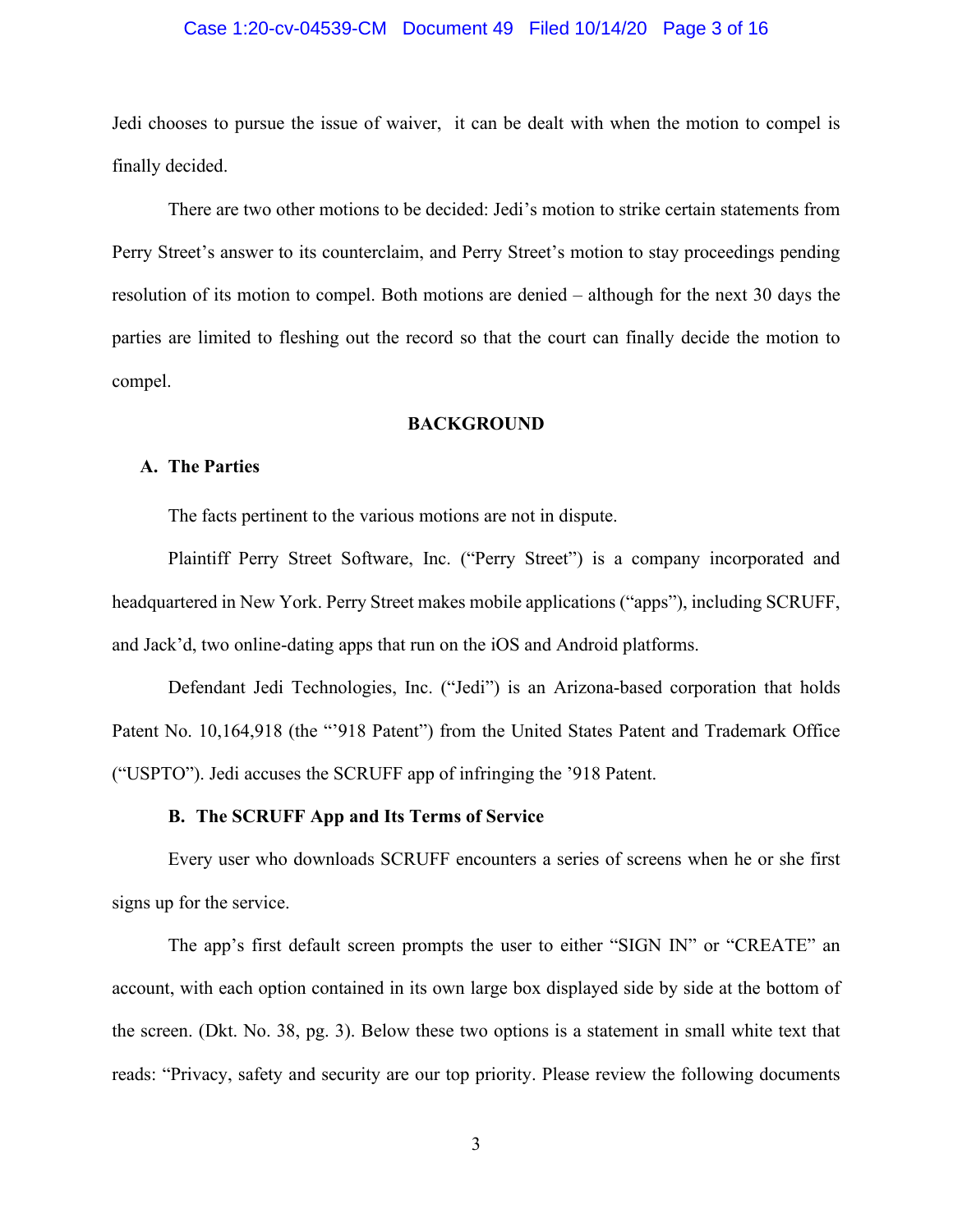Jedi chooses to pursue the issue of waiver, it can be dealt with when the motion to compel is finally decided.

There are two other motions to be decided: Jedi's motion to strike certain statements from Perry Street's answer to its counterclaim, and Perry Street's motion to stay proceedings pending resolution of its motion to compel. Both motions are denied – although for the next 30 days the parties are limited to fleshing out the record so that the court can finally decide the motion to compel.

## BACKGROUND

### A. The Parties

The facts pertinent to the various motions are not in dispute.

Plaintiff Perry Street Software, Inc. ("Perry Street") is a company incorporated and headquartered in New York. Perry Street makes mobile applications ("apps"), including SCRUFF, and Jack'd, two online-dating apps that run on the iOS and Android platforms.

Defendant Jedi Technologies, Inc. ("Jedi") is an Arizona-based corporation that holds Patent No. 10,164,918 (the "'918 Patent") from the United States Patent and Trademark Office ("USPTO"). Jedi accuses the SCRUFF app of infringing the '918 Patent.

### B. The SCRUFF App and Its Terms of Service

Every user who downloads SCRUFF encounters a series of screens when he or she first signs up for the service.

The app's first default screen prompts the user to either "SIGN IN" or "CREATE" an account, with each option contained in its own large box displayed side by side at the bottom of the screen. (Dkt. No. 38, pg. 3). Below these two options is a statement in small white text that reads: "Privacy, safety and security are our top priority. Please review the following documents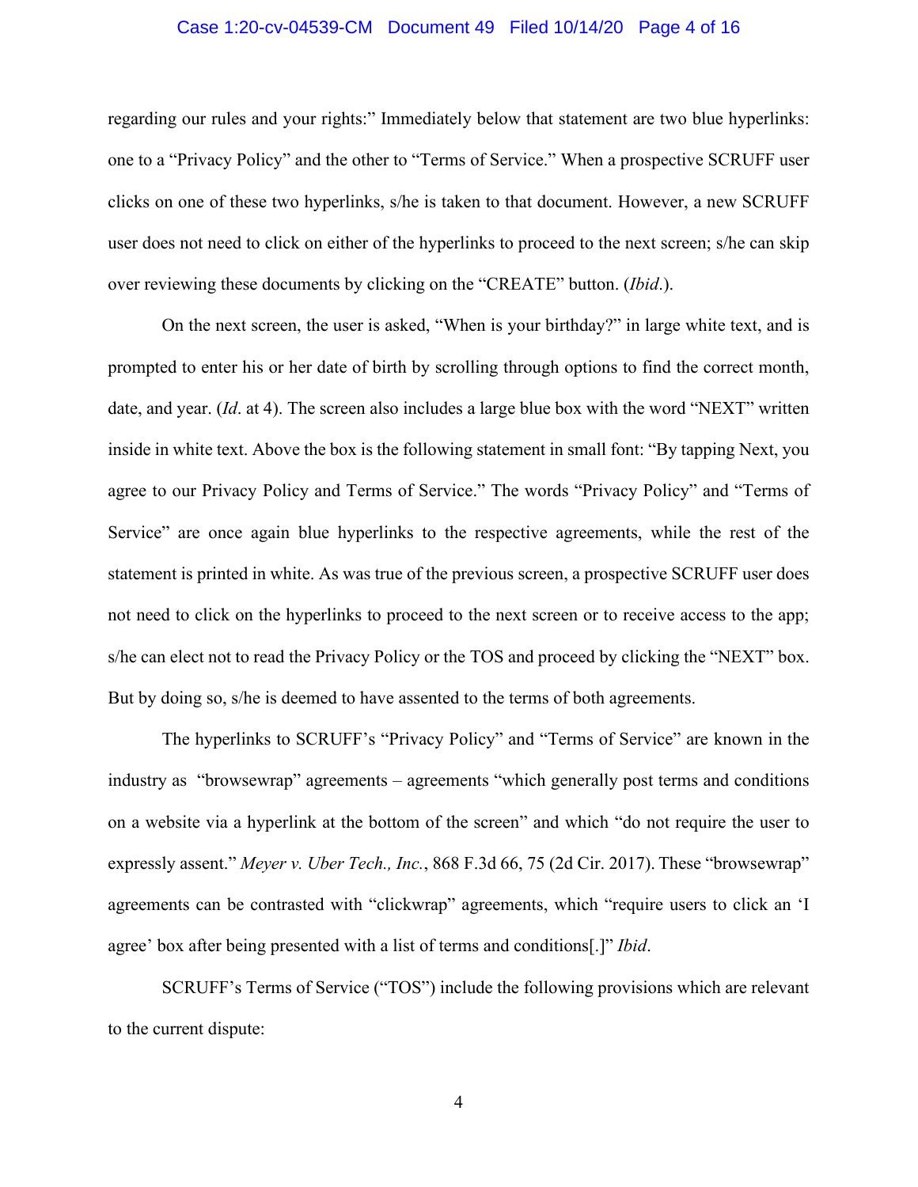regarding our rules and your rights:" Immediately below that statement are two blue hyperlinks: one to a "Privacy Policy" and the other to "Terms of Service." When a prospective SCRUFF user clicks on one of these two hyperlinks, s/he is taken to that document. However, a new SCRUFF user does not need to click on either of the hyperlinks to proceed to the next screen; s/he can skip over reviewing these documents by clicking on the "CREATE" button. (*Ibid*.).

On the next screen, the user is asked, "When is your birthday?" in large white text, and is prompted to enter his or her date of birth by scrolling through options to find the correct month, date, and year. (*Id*. at 4). The screen also includes a large blue box with the word "NEXT" written inside in white text. Above the box is the following statement in small font: "By tapping Next, you agree to our Privacy Policy and Terms of Service." The words "Privacy Policy" and "Terms of Service" are once again blue hyperlinks to the respective agreements, while the rest of the statement is printed in white. As was true of the previous screen, a prospective SCRUFF user does not need to click on the hyperlinks to proceed to the next screen or to receive access to the app; s/he can elect not to read the Privacy Policy or the TOS and proceed by clicking the "NEXT" box. But by doing so, s/he is deemed to have assented to the terms of both agreements.

The hyperlinks to SCRUFF's "Privacy Policy" and "Terms of Service" are known in the industry as "browsewrap" agreements – agreements "which generally post terms and conditions on a website via a hyperlink at the bottom of the screen" and which "do not require the user to expressly assent." *Meyer v. Uber Tech., Inc.*, 868 F.3d 66, 75 (2d Cir. 2017). These "browsewrap" agreements can be contrasted with "clickwrap" agreements, which "require users to click an 'I agree' box after being presented with a list of terms and conditions[.]" *Ibid*.

SCRUFF's Terms of Service ("TOS") include the following provisions which are relevant to the current dispute: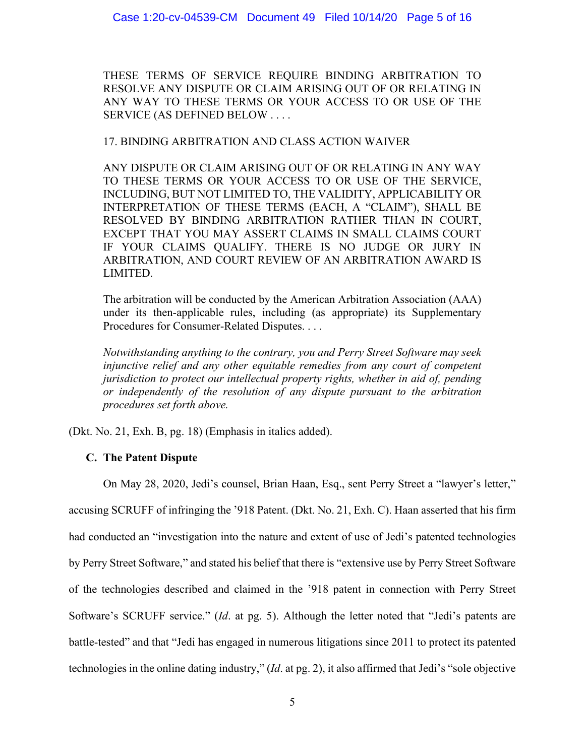THESE TERMS OF SERVICE REQUIRE BINDING ARBITRATION TO RESOLVE ANY DISPUTE OR CLAIM ARISING OUT OF OR RELATING IN ANY WAY TO THESE TERMS OR YOUR ACCESS TO OR USE OF THE SERVICE (AS DEFINED BELOW . . . .

17. BINDING ARBITRATION AND CLASS ACTION WAIVER

ANY DISPUTE OR CLAIM ARISING OUT OF OR RELATING IN ANY WAY TO THESE TERMS OR YOUR ACCESS TO OR USE OF THE SERVICE, INCLUDING, BUT NOT LIMITED TO, THE VALIDITY, APPLICABILITY OR INTERPRETATION OF THESE TERMS (EACH, A "CLAIM"), SHALL BE RESOLVED BY BINDING ARBITRATION RATHER THAN IN COURT, EXCEPT THAT YOU MAY ASSERT CLAIMS IN SMALL CLAIMS COURT IF YOUR CLAIMS QUALIFY. THERE IS NO JUDGE OR JURY IN ARBITRATION, AND COURT REVIEW OF AN ARBITRATION AWARD IS LIMITED.

The arbitration will be conducted by the American Arbitration Association (AAA) under its then-applicable rules, including (as appropriate) its Supplementary Procedures for Consumer-Related Disputes. . . .

*Notwithstanding anything to the contrary, you and Perry Street Software may seek injunctive relief and any other equitable remedies from any court of competent jurisdiction to protect our intellectual property rights, whether in aid of, pending or independently of the resolution of any dispute pursuant to the arbitration procedures set forth above.*

(Dkt. No. 21, Exh. B, pg. 18) (Emphasis in italics added).

### C. The Patent Dispute

On May 28, 2020, Jedi's counsel, Brian Haan, Esq., sent Perry Street a "lawyer's letter," accusing SCRUFF of infringing the '918 Patent. (Dkt. No. 21, Exh. C). Haan asserted that his firm had conducted an "investigation into the nature and extent of use of Jedi's patented technologies by Perry Street Software," and stated his belief that there is "extensive use by Perry Street Software of the technologies described and claimed in the '918 patent in connection with Perry Street Software's SCRUFF service." (*Id*. at pg. 5). Although the letter noted that "Jedi's patents are battle-tested" and that "Jedi has engaged in numerous litigations since 2011 to protect its patented technologies in the online dating industry," (*Id*. at pg. 2), it also affirmed that Jedi's "sole objective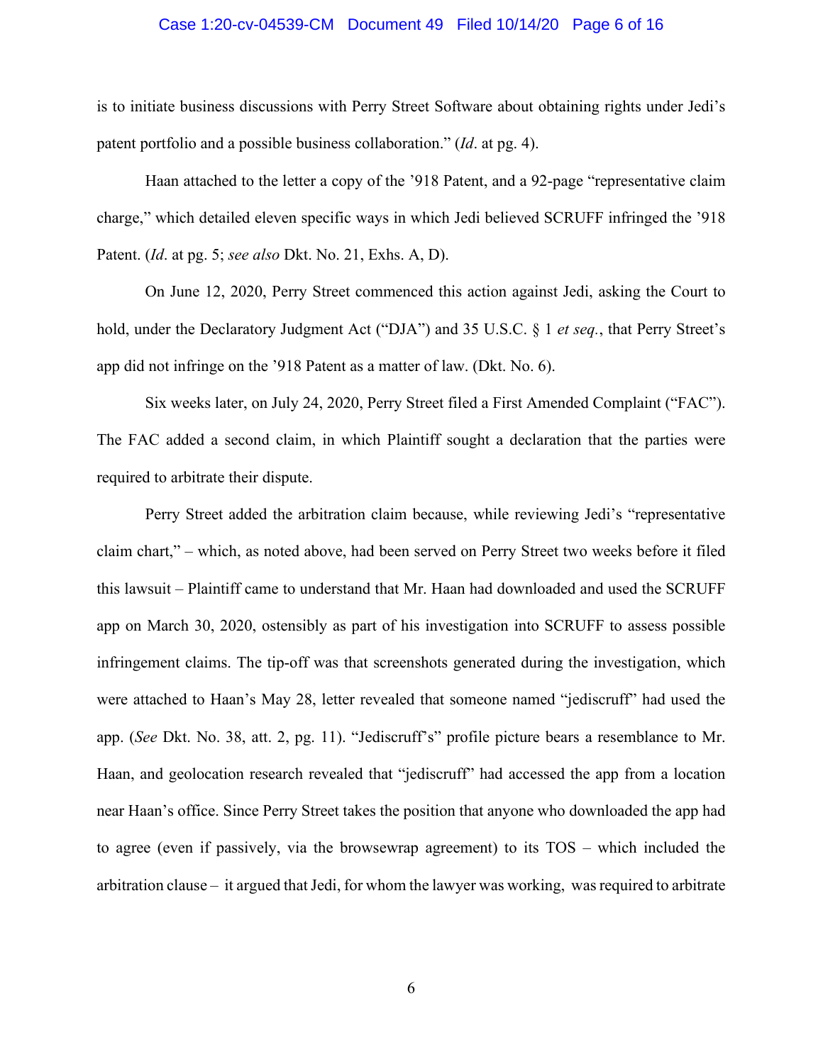is to initiate business discussions with Perry Street Software about obtaining rights under Jedi's patent portfolio and a possible business collaboration." (*Id*. at pg. 4).

Haan attached to the letter a copy of the '918 Patent, and a 92-page "representative claim charge," which detailed eleven specific ways in which Jedi believed SCRUFF infringed the '918 Patent. (*Id*. at pg. 5; *see also* Dkt. No. 21, Exhs. A, D).

On June 12, 2020, Perry Street commenced this action against Jedi, asking the Court to hold, under the Declaratory Judgment Act ("DJA") and 35 U.S.C. § 1 *et seq.*, that Perry Street's app did not infringe on the '918 Patent as a matter of law. (Dkt. No. 6).

Six weeks later, on July 24, 2020, Perry Street filed a First Amended Complaint ("FAC"). The FAC added a second claim, in which Plaintiff sought a declaration that the parties were required to arbitrate their dispute.

Perry Street added the arbitration claim because, while reviewing Jedi's "representative claim chart," – which, as noted above, had been served on Perry Street two weeks before it filed this lawsuit – Plaintiff came to understand that Mr. Haan had downloaded and used the SCRUFF app on March 30, 2020, ostensibly as part of his investigation into SCRUFF to assess possible infringement claims. The tip-off was that screenshots generated during the investigation, which were attached to Haan's May 28, letter revealed that someone named "jediscruff" had used the app. (*See* Dkt. No. 38, att. 2, pg. 11). "Jediscruff's" profile picture bears a resemblance to Mr. Haan, and geolocation research revealed that "jediscruff" had accessed the app from a location near Haan's office. Since Perry Street takes the position that anyone who downloaded the app had to agree (even if passively, via the browsewrap agreement) to its TOS – which included the arbitration clause – it argued that Jedi, for whom the lawyer was working, was required to arbitrate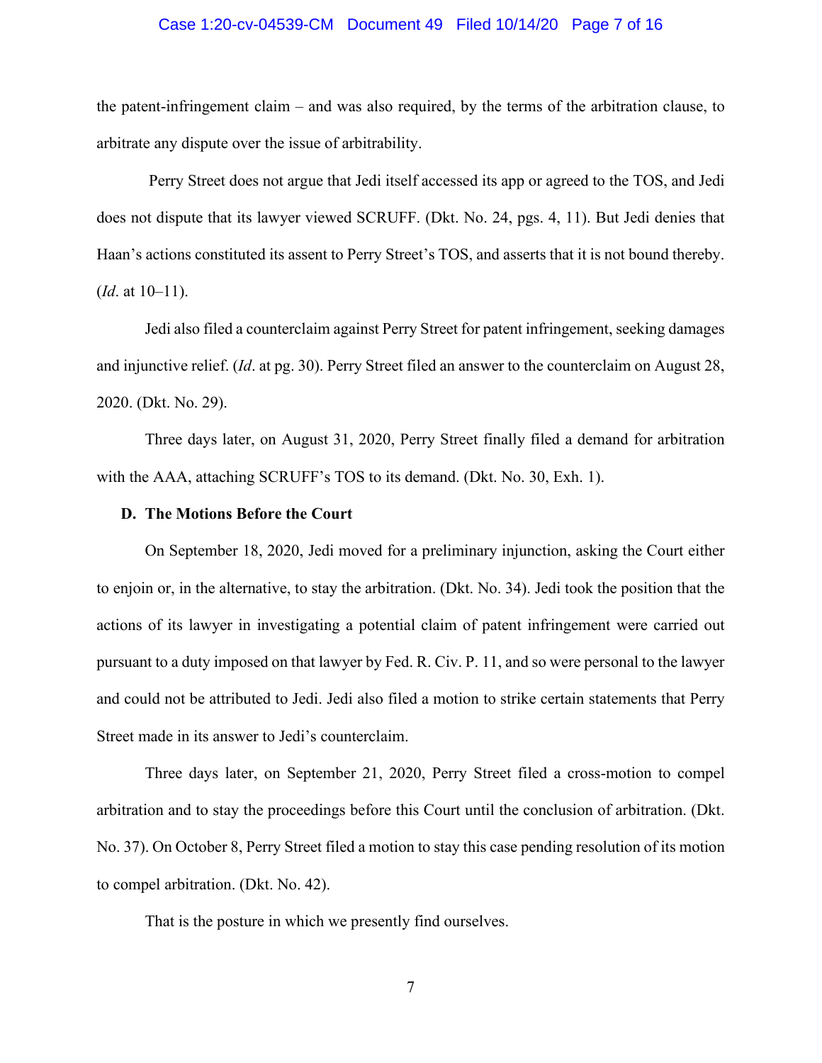the patent-infringement claim – and was also required, by the terms of the arbitration clause, to arbitrate any dispute over the issue of arbitrability.

Perry Street does not argue that Jedi itself accessed its app or agreed to the TOS, and Jedi does not dispute that its lawyer viewed SCRUFF. (Dkt. No. 24, pgs. 4, 11). But Jedi denies that Haan's actions constituted its assent to Perry Street's TOS, and asserts that it is not bound thereby. (*Id*. at 10–11).

Jedi also filed a counterclaim against Perry Street for patent infringement, seeking damages and injunctive relief. (*Id*. at pg. 30). Perry Street filed an answer to the counterclaim on August 28, 2020. (Dkt. No. 29).

Three days later, on August 31, 2020, Perry Street finally filed a demand for arbitration with the AAA, attaching SCRUFF's TOS to its demand. (Dkt. No. 30, Exh. 1).

### D. The Motions Before the Court

On September 18, 2020, Jedi moved for a preliminary injunction, asking the Court either to enjoin or, in the alternative, to stay the arbitration. (Dkt. No. 34). Jedi took the position that the actions of its lawyer in investigating a potential claim of patent infringement were carried out pursuant to a duty imposed on that lawyer by Fed. R. Civ. P. 11, and so were personal to the lawyer and could not be attributed to Jedi. Jedi also filed a motion to strike certain statements that Perry Street made in its answer to Jedi's counterclaim.

Three days later, on September 21, 2020, Perry Street filed a cross-motion to compel arbitration and to stay the proceedings before this Court until the conclusion of arbitration. (Dkt. No. 37). On October 8, Perry Street filed a motion to stay this case pending resolution of its motion to compel arbitration. (Dkt. No. 42).

That is the posture in which we presently find ourselves.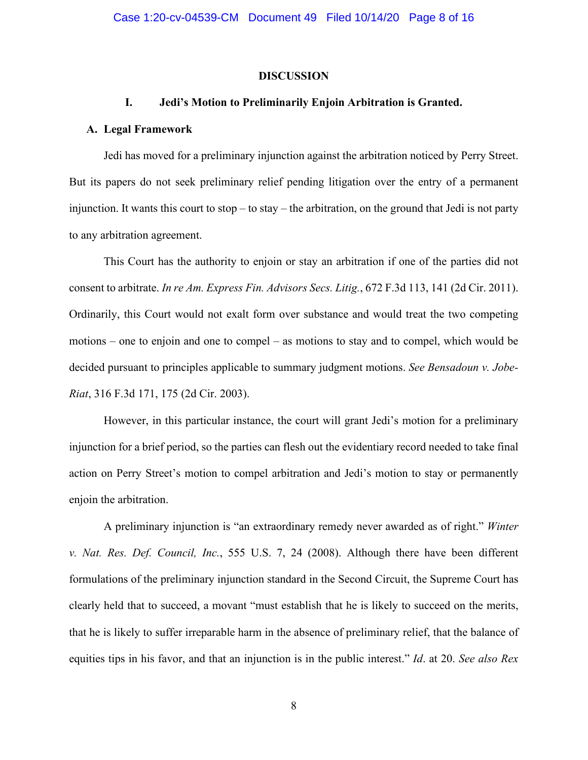## DISCUSSION

### I. Jedi's Motion to Preliminarily Enjoin Arbitration is Granted.

#### A. Legal Framework

Jedi has moved for a preliminary injunction against the arbitration noticed by Perry Street. But its papers do not seek preliminary relief pending litigation over the entry of a permanent injunction. It wants this court to stop – to stay – the arbitration, on the ground that Jedi is not party to any arbitration agreement.

This Court has the authority to enjoin or stay an arbitration if one of the parties did not consent to arbitrate. *In re Am. Express Fin. Advisors Secs. Litig.*, 672 F.3d 113, 141 (2d Cir. 2011). Ordinarily, this Court would not exalt form over substance and would treat the two competing motions – one to enjoin and one to compel – as motions to stay and to compel, which would be decided pursuant to principles applicable to summary judgment motions. *See Bensadoun v. Jobe-Riat*, 316 F.3d 171, 175 (2d Cir. 2003).

However, in this particular instance, the court will grant Jedi's motion for a preliminary injunction for a brief period, so the parties can flesh out the evidentiary record needed to take final action on Perry Street's motion to compel arbitration and Jedi's motion to stay or permanently enjoin the arbitration.

A preliminary injunction is "an extraordinary remedy never awarded as of right." *Winter v. Nat. Res. Def. Council, Inc.*, 555 U.S. 7, 24 (2008). Although there have been different formulations of the preliminary injunction standard in the Second Circuit, the Supreme Court has clearly held that to succeed, a movant "must establish that he is likely to succeed on the merits, that he is likely to suffer irreparable harm in the absence of preliminary relief, that the balance of equities tips in his favor, and that an injunction is in the public interest." *Id*. at 20. *See also Rex*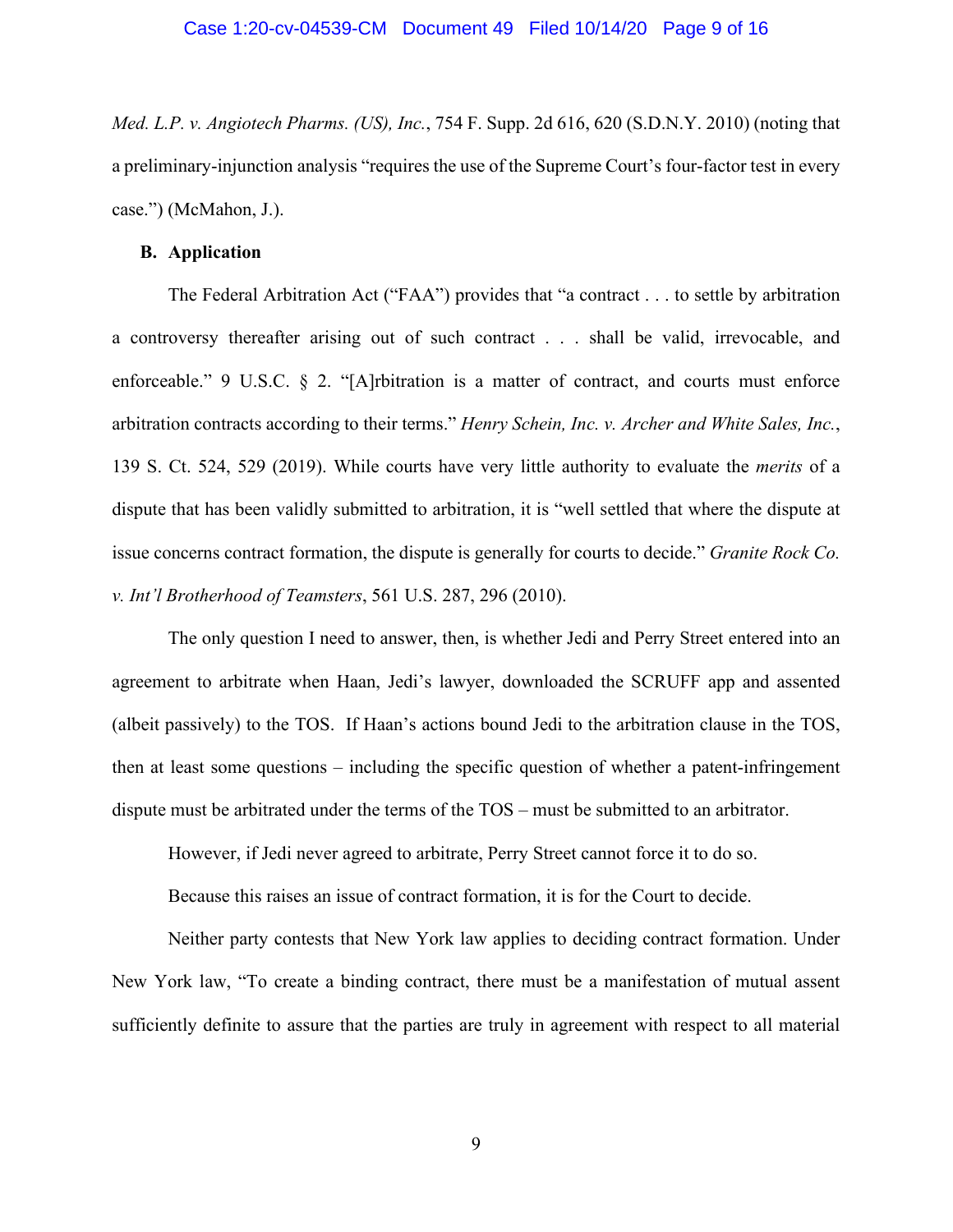*Med. L.P. v. Angiotech Pharms. (US), Inc.*, 754 F. Supp. 2d 616, 620 (S.D.N.Y. 2010) (noting that a preliminary-injunction analysis "requires the use of the Supreme Court's four-factor test in every case.") (McMahon, J.).

**B. Application**

The Federal Arbitration Act ("FAA") provides that "a contract . . . to settle by arbitration a controversy thereafter arising out of such contract . . . shall be valid, irrevocable, and enforceable." 9 U.S.C. § 2. "[A]rbitration is a matter of contract, and courts must enforce arbitration contracts according to their terms." *Henry Schein, Inc. v. Archer and White Sales, Inc.*, 139 S. Ct. 524, 529 (2019). While courts have very little authority to evaluate the *merits* of a dispute that has been validly submitted to arbitration, it is "well settled that where the dispute at issue concerns contract formation, the dispute is generally for courts to decide." *Granite Rock Co. v. Int'l Brotherhood of Teamsters*, 561 U.S. 287, 296 (2010).

The only question I need to answer, then, is whether Jedi and Perry Street entered into an agreement to arbitrate when Haan, Jedi's lawyer, downloaded the SCRUFF app and assented (albeit passively) to the TOS. If Haan's actions bound Jedi to the arbitration clause in the TOS, then at least some questions – including the specific question of whether a patent-infringement dispute must be arbitrated under the terms of the TOS – must be submitted to an arbitrator.

However, if Jedi never agreed to arbitrate, Perry Street cannot force it to do so.

Because this raises an issue of contract formation, it is for the Court to decide.

Neither party contests that New York law applies to deciding contract formation. Under New York law, "To create a binding contract, there must be a manifestation of mutual assent sufficiently definite to assure that the parties are truly in agreement with respect to all material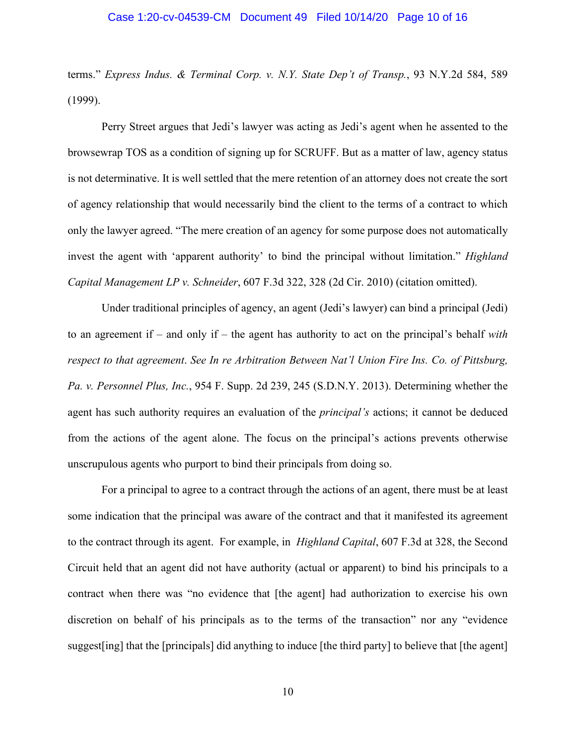terms." *Express Indus. & Terminal Corp. v. N.Y. State Dep't of Transp.*, 93 N.Y.2d 584, 589 (1999).

Perry Street argues that Jedi's lawyer was acting as Jedi's agent when he assented to the browsewrap TOS as a condition of signing up for SCRUFF. But as a matter of law, agency status is not determinative. It is well settled that the mere retention of an attorney does not create the sort of agency relationship that would necessarily bind the client to the terms of a contract to which only the lawyer agreed. "The mere creation of an agency for some purpose does not automatically invest the agent with 'apparent authority' to bind the principal without limitation." *Highland Capital Management LP v. Schneider*, 607 F.3d 322, 328 (2d Cir. 2010) (citation omitted).

Under traditional principles of agency, an agent (Jedi's lawyer) can bind a principal (Jedi) to an agreement if – and only if – the agent has authority to act on the principal's behalf *with respect to that agreement*. *See In re Arbitration Between Nat'l Union Fire Ins. Co. of Pittsburg, Pa. v. Personnel Plus, Inc.*, 954 F. Supp. 2d 239, 245 (S.D.N.Y. 2013). Determining whether the agent has such authority requires an evaluation of the *principal's* actions; it cannot be deduced from the actions of the agent alone. The focus on the principal's actions prevents otherwise unscrupulous agents who purport to bind their principals from doing so.

For a principal to agree to a contract through the actions of an agent, there must be at least some indication that the principal was aware of the contract and that it manifested its agreement to the contract through its agent. For example, in *Highland Capital*, 607 F.3d at 328, the Second Circuit held that an agent did not have authority (actual or apparent) to bind his principals to a contract when there was "no evidence that [the agent] had authorization to exercise his own discretion on behalf of his principals as to the terms of the transaction" nor any "evidence suggest[ing] that the [principals] did anything to induce [the third party] to believe that [the agent]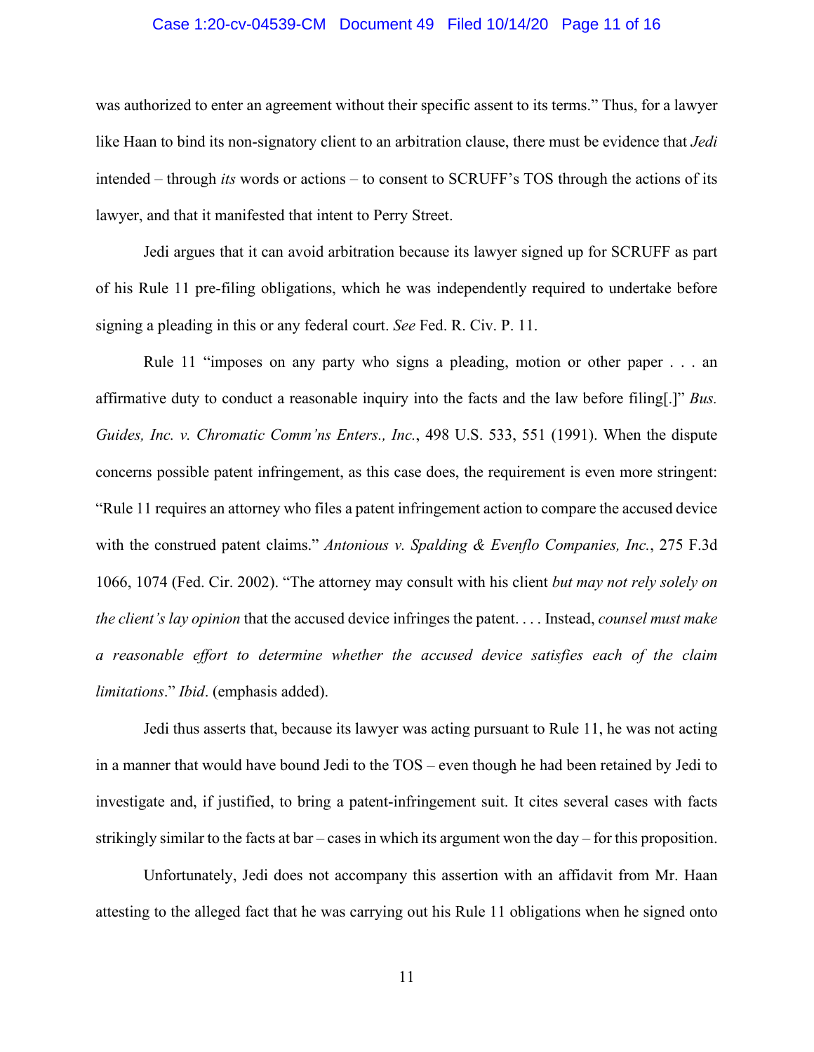was authorized to enter an agreement without their specific assent to its terms." Thus, for a lawyer like Haan to bind its non-signatory client to an arbitration clause, there must be evidence that *Jedi* intended – through *its* words or actions – to consent to SCRUFF's TOS through the actions of its lawyer, and that it manifested that intent to Perry Street.

Jedi argues that it can avoid arbitration because its lawyer signed up for SCRUFF as part of his Rule 11 pre-filing obligations, which he was independently required to undertake before signing a pleading in this or any federal court. *See* Fed. R. Civ. P. 11.

Rule 11 "imposes on any party who signs a pleading, motion or other paper . . . an affirmative duty to conduct a reasonable inquiry into the facts and the law before filing[.]" *Bus. Guides, Inc. v. Chromatic Comm'ns Enters., Inc.*, 498 U.S. 533, 551 (1991). When the dispute concerns possible patent infringement, as this case does, the requirement is even more stringent: "Rule 11 requires an attorney who files a patent infringement action to compare the accused device with the construed patent claims." *Antonious v. Spalding & Evenflo Companies, Inc.*, 275 F.3d 1066, 1074 (Fed. Cir. 2002). "The attorney may consult with his client *but may not rely solely on the client's lay opinion* that the accused device infringes the patent. . . . Instead, *counsel must make a reasonable effort to determine whether the accused device satisfies each of the claim limitations*." *Ibid*. (emphasis added).

Jedi thus asserts that, because its lawyer was acting pursuant to Rule 11, he was not acting in a manner that would have bound Jedi to the TOS – even though he had been retained by Jedi to investigate and, if justified, to bring a patent-infringement suit. It cites several cases with facts strikingly similar to the facts at bar – cases in which its argument won the day – for this proposition.

Unfortunately, Jedi does not accompany this assertion with an affidavit from Mr. Haan attesting to the alleged fact that he was carrying out his Rule 11 obligations when he signed onto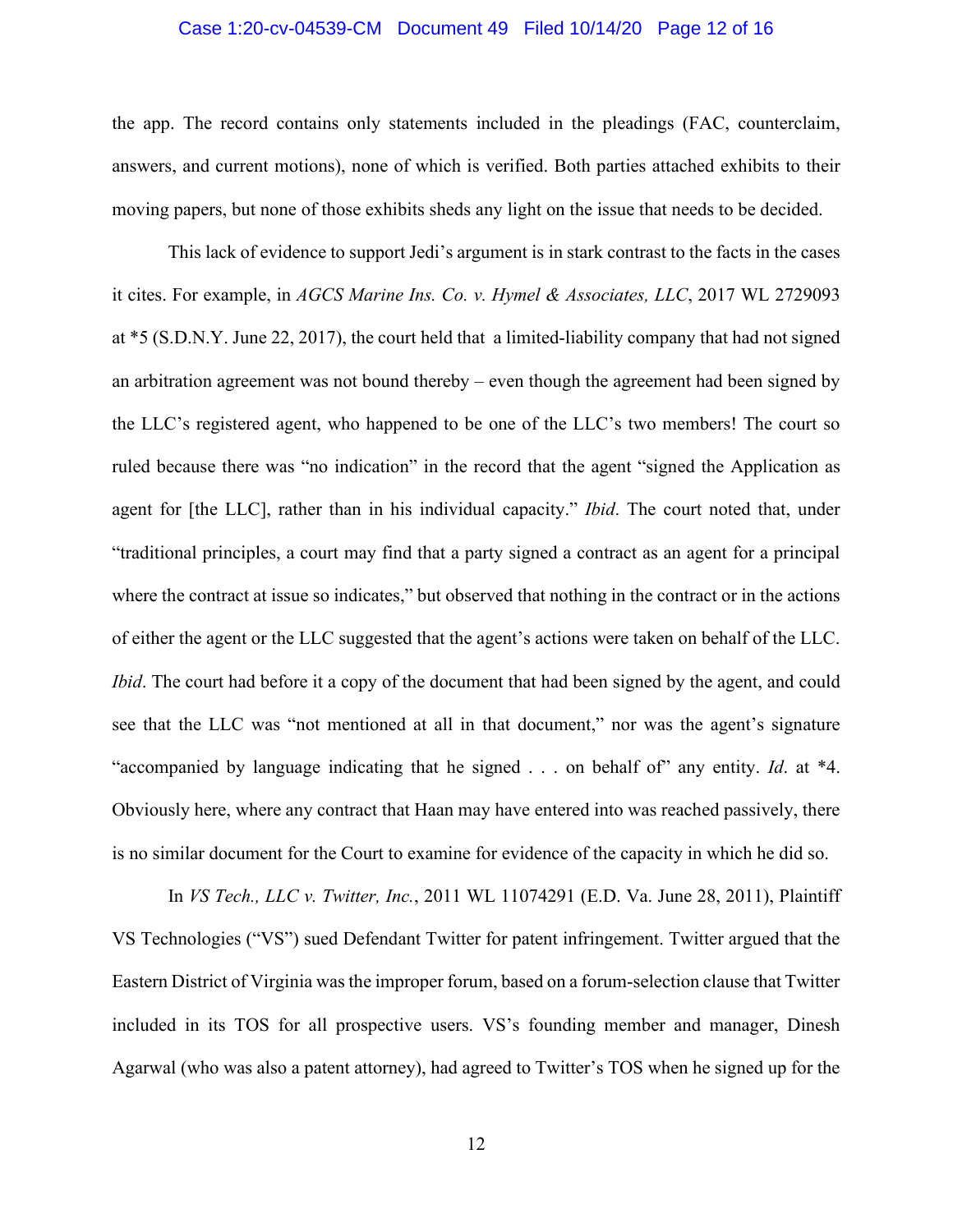the app. The record contains only statements included in the pleadings (FAC, counterclaim, answers, and current motions), none of which is verified. Both parties attached exhibits to their moving papers, but none of those exhibits sheds any light on the issue that needs to be decided.

This lack of evidence to support Jedi's argument is in stark contrast to the facts in the cases it cites. For example, in *AGCS Marine Ins. Co. v. Hymel & Associates, LLC*, 2017 WL 2729093 at *5 (S.D.N.Y. June 22, 2017), the court held that a limited-liability company that had not signed an arbitration agreement was not bound thereby – even though the agreement had been signed by the LLC's registered agent, who happened to be one of the LLC's two members! The court so ruled because there was "no indication" in the record that the agent "signed the Application as agent for [the LLC], rather than in his individual capacity." *Ibid*. The court noted that, under "traditional principles, a court may find that a party signed a contract as an agent for a principal where the contract at issue so indicates," but observed that nothing in the contract or in the actions of either the agent or the LLC suggested that the agent's actions were taken on behalf of the LLC. *Ibid*. The court had before it a copy of the document that had been signed by the agent, and could see that the LLC was "not mentioned at all in that document," nor was the agent's signature "accompanied by language indicating that he signed . . . on behalf of" any entity. *Id*. at *4. Obviously here, where any contract that Haan may have entered into was reached passively, there is no similar document for the Court to examine for evidence of the capacity in which he did so.

In *VS Tech., LLC v. Twitter, Inc.*, 2011 WL 11074291 (E.D. Va. June 28, 2011), Plaintiff VS Technologies ("VS") sued Defendant Twitter for patent infringement. Twitter argued that the Eastern District of Virginia was the improper forum, based on a forum-selection clause that Twitter included in its TOS for all prospective users. VS's founding member and manager, Dinesh Agarwal (who was also a patent attorney), had agreed to Twitter's TOS when he signed up for the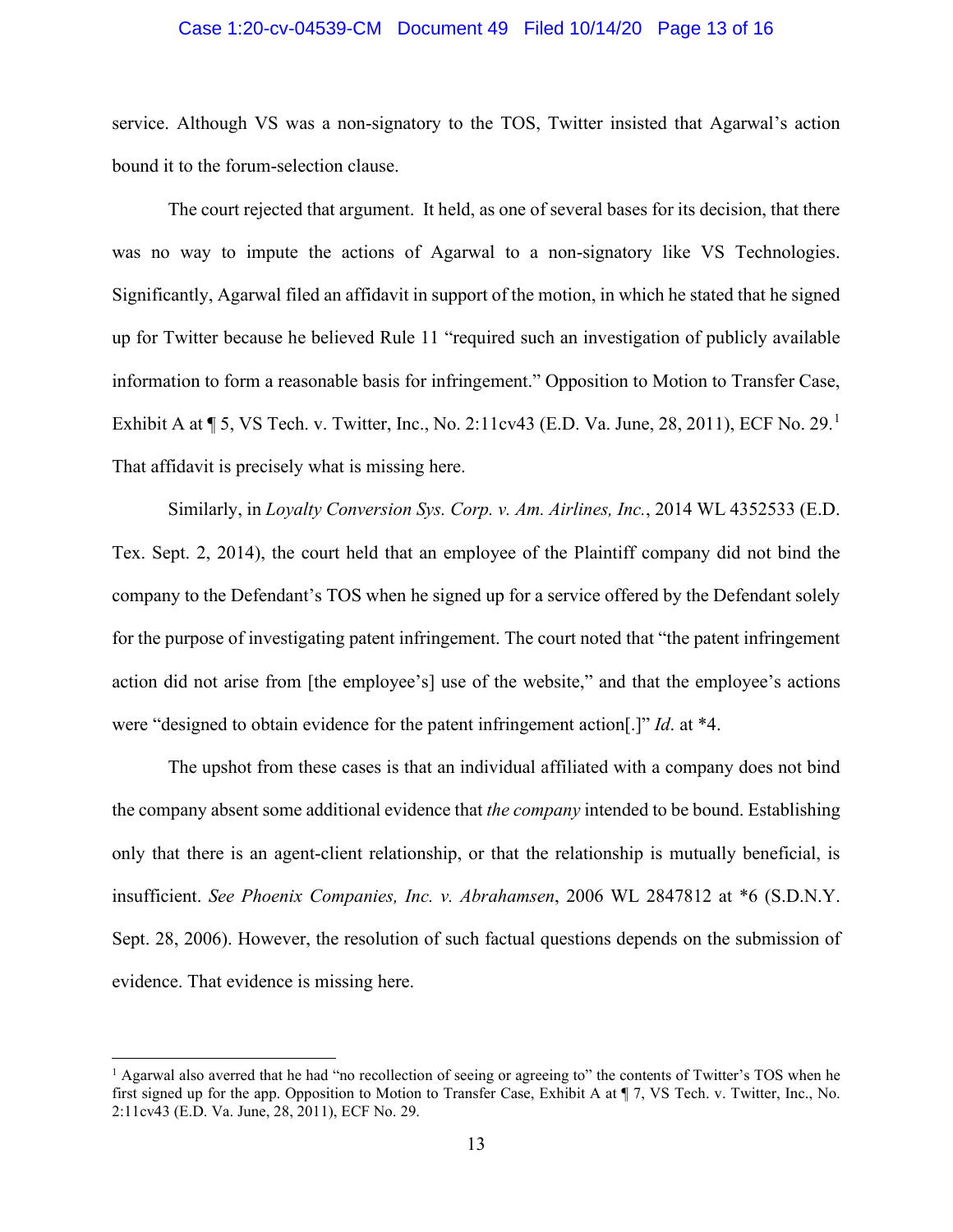service. Although VS was a non-signatory to the TOS, Twitter insisted that Agarwal's action bound it to the forum-selection clause.

The court rejected that argument. It held, as one of several bases for its decision, that there was no way to impute the actions of Agarwal to a non-signatory like VS Technologies. Significantly, Agarwal filed an affidavit in support of the motion, in which he stated that he signed up for Twitter because he believed Rule 11 "required such an investigation of publicly available information to form a reasonable basis for infringement." Opposition to Motion to Transfer Case, Exhibit A at ¶ 5, VS Tech. v. Twitter, Inc., No. 2:11cv43 (E.D. Va. June, 28, 2011), ECF No. 29.[1] That affidavit is precisely what is missing here.

Similarly, in *Loyalty Conversion Sys. Corp. v. Am. Airlines, Inc.*, 2014 WL 4352533 (E.D. Tex. Sept. 2, 2014), the court held that an employee of the Plaintiff company did not bind the company to the Defendant's TOS when he signed up for a service offered by the Defendant solely for the purpose of investigating patent infringement. The court noted that "the patent infringement action did not arise from [the employee's] use of the website," and that the employee's actions were "designed to obtain evidence for the patent infringement action[.]" *Id*. at *4.

The upshot from these cases is that an individual affiliated with a company does not bind the company absent some additional evidence that *the company* intended to be bound. Establishing only that there is an agent-client relationship, or that the relationship is mutually beneficial, is insufficient. *See Phoenix Companies, Inc. v. Abrahamsen*, 2006 WL 2847812 at *6 (S.D.N.Y. Sept. 28, 2006). However, the resolution of such factual questions depends on the submission of evidence. That evidence is missing here.

---

[1] Agarwal also averred that he had "no recollection of seeing or agreeing to" the contents of Twitter's TOS when he first signed up for the app. Opposition to Motion to Transfer Case, Exhibit A at ¶ 7, VS Tech. v. Twitter, Inc., No. 2:11cv43 (E.D. Va. June, 28, 2011), ECF No. 29.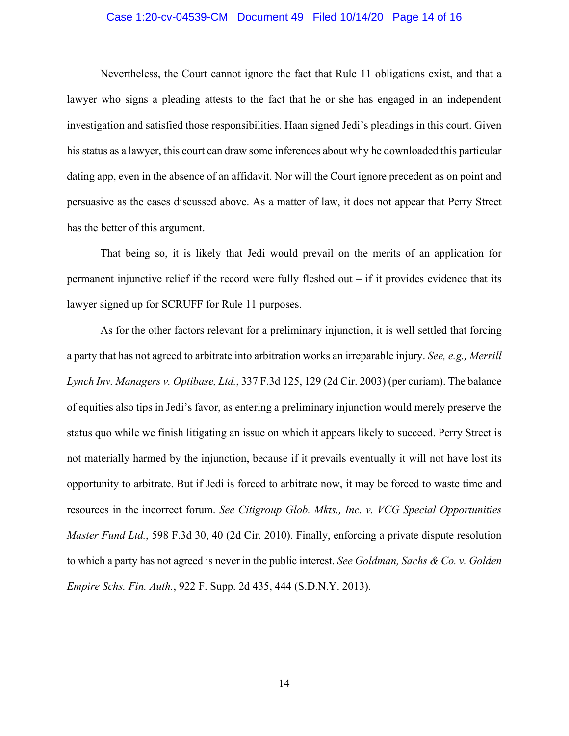Nevertheless, the Court cannot ignore the fact that Rule 11 obligations exist, and that a lawyer who signs a pleading attests to the fact that he or she has engaged in an independent investigation and satisfied those responsibilities. Haan signed Jedi's pleadings in this court. Given his status as a lawyer, this court can draw some inferences about why he downloaded this particular dating app, even in the absence of an affidavit. Nor will the Court ignore precedent as on point and persuasive as the cases discussed above. As a matter of law, it does not appear that Perry Street has the better of this argument.

That being so, it is likely that Jedi would prevail on the merits of an application for permanent injunctive relief if the record were fully fleshed out – if it provides evidence that its lawyer signed up for SCRUFF for Rule 11 purposes.

As for the other factors relevant for a preliminary injunction, it is well settled that forcing a party that has not agreed to arbitrate into arbitration works an irreparable injury. *See, e.g., Merrill Lynch Inv. Managers v. Optibase, Ltd.*, 337 F.3d 125, 129 (2d Cir. 2003) (per curiam). The balance of equities also tips in Jedi's favor, as entering a preliminary injunction would merely preserve the status quo while we finish litigating an issue on which it appears likely to succeed. Perry Street is not materially harmed by the injunction, because if it prevails eventually it will not have lost its opportunity to arbitrate. But if Jedi is forced to arbitrate now, it may be forced to waste time and resources in the incorrect forum. *See Citigroup Glob. Mkts., Inc. v. VCG Special Opportunities Master Fund Ltd.*, 598 F.3d 30, 40 (2d Cir. 2010). Finally, enforcing a private dispute resolution to which a party has not agreed is never in the public interest. *See Goldman, Sachs & Co. v. Golden Empire Schs. Fin. Auth.*, 922 F. Supp. 2d 435, 444 (S.D.N.Y. 2013).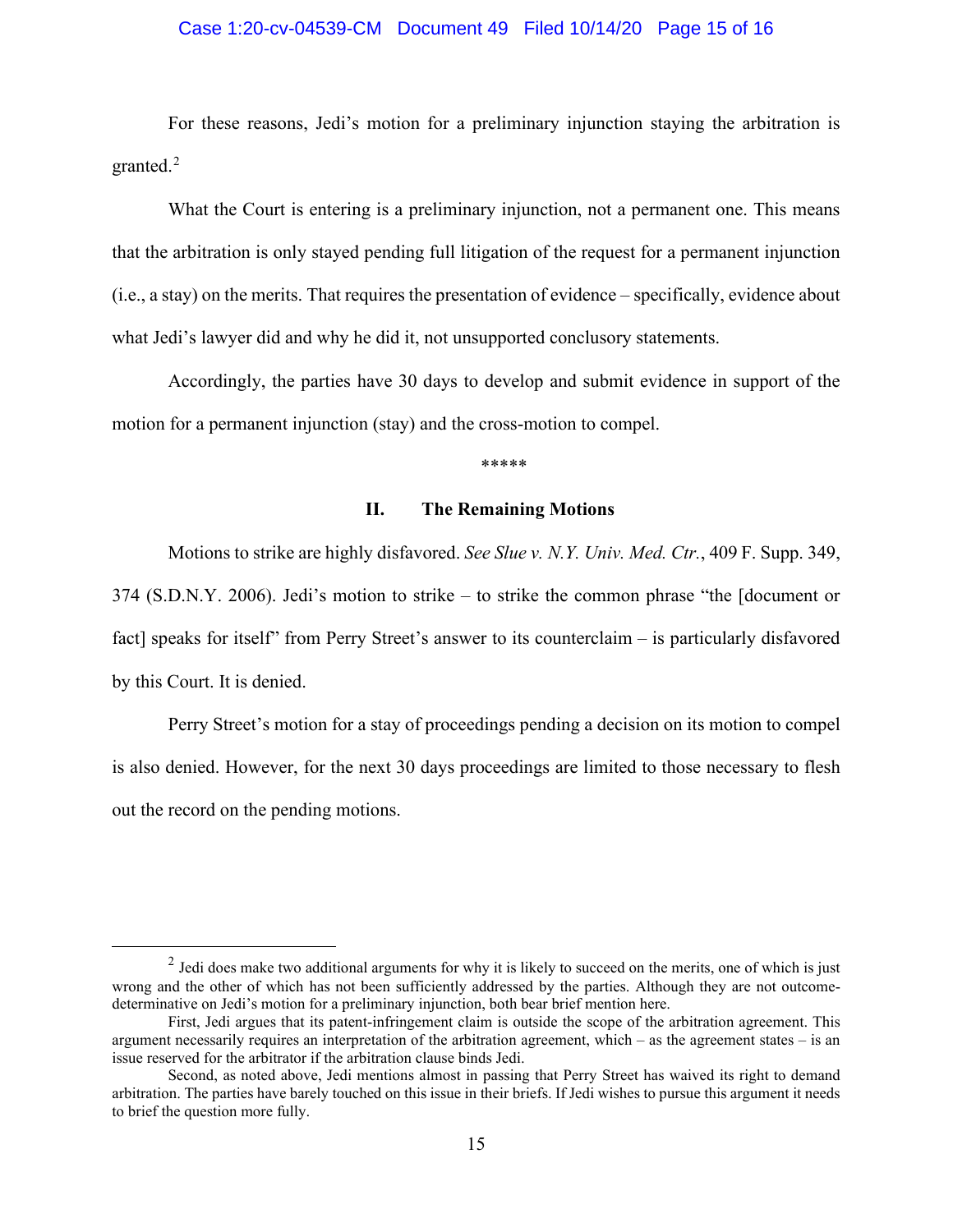For these reasons, Jedi's motion for a preliminary injunction staying the arbitration is granted.[2]

What the Court is entering is a preliminary injunction, not a permanent one. This means that the arbitration is only stayed pending full litigation of the request for a permanent injunction (i.e., a stay) on the merits. That requires the presentation of evidence – specifically, evidence about what Jedi's lawyer did and why he did it, not unsupported conclusory statements.

Accordingly, the parties have 30 days to develop and submit evidence in support of the motion for a permanent injunction (stay) and the cross-motion to compel.

\*\*\*\*\*

## II. The Remaining Motions

Motions to strike are highly disfavored. *See Slue v. N.Y. Univ. Med. Ctr.*, 409 F. Supp. 349, 374 (S.D.N.Y. 2006). Jedi's motion to strike – to strike the common phrase "the [document or fact] speaks for itself" from Perry Street's answer to its counterclaim – is particularly disfavored by this Court. It is denied.

Perry Street's motion for a stay of proceedings pending a decision on its motion to compel is also denied. However, for the next 30 days proceedings are limited to those necessary to flesh out the record on the pending motions.

---

[2] Jedi does make two additional arguments for why it is likely to succeed on the merits, one of which is just wrong and the other of which has not been sufficiently addressed by the parties. Although they are not outcome-determinative on Jedi's motion for a preliminary injunction, both bear brief mention here.

First, Jedi argues that its patent-infringement claim is outside the scope of the arbitration agreement. This argument necessarily requires an interpretation of the arbitration agreement, which – as the agreement states – is an issue reserved for the arbitrator if the arbitration clause binds Jedi.

Second, as noted above, Jedi mentions almost in passing that Perry Street has waived its right to demand arbitration. The parties have barely touched on this issue in their briefs. If Jedi wishes to pursue this argument it needs to brief the question more fully.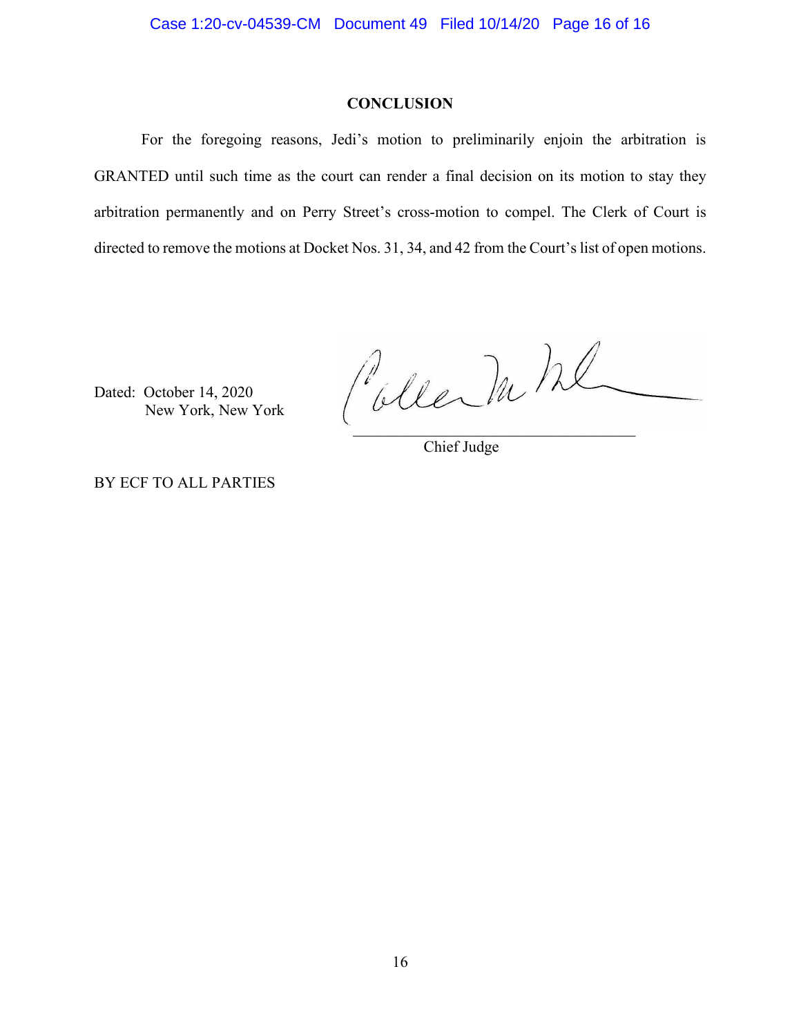## CONCLUSION

For the foregoing reasons, Jedi's motion to preliminarily enjoin the arbitration is GRANTED until such time as the court can render a final decision on its motion to stay they arbitration permanently and on Perry Street's cross-motion to compel. The Clerk of Court is directed to remove the motions at Docket Nos. 31, 34, and 42 from the Court's list of open motions.

Dated: October 14, 2020
New York, New York

Chief Judge

BY ECF TO ALL PARTIES